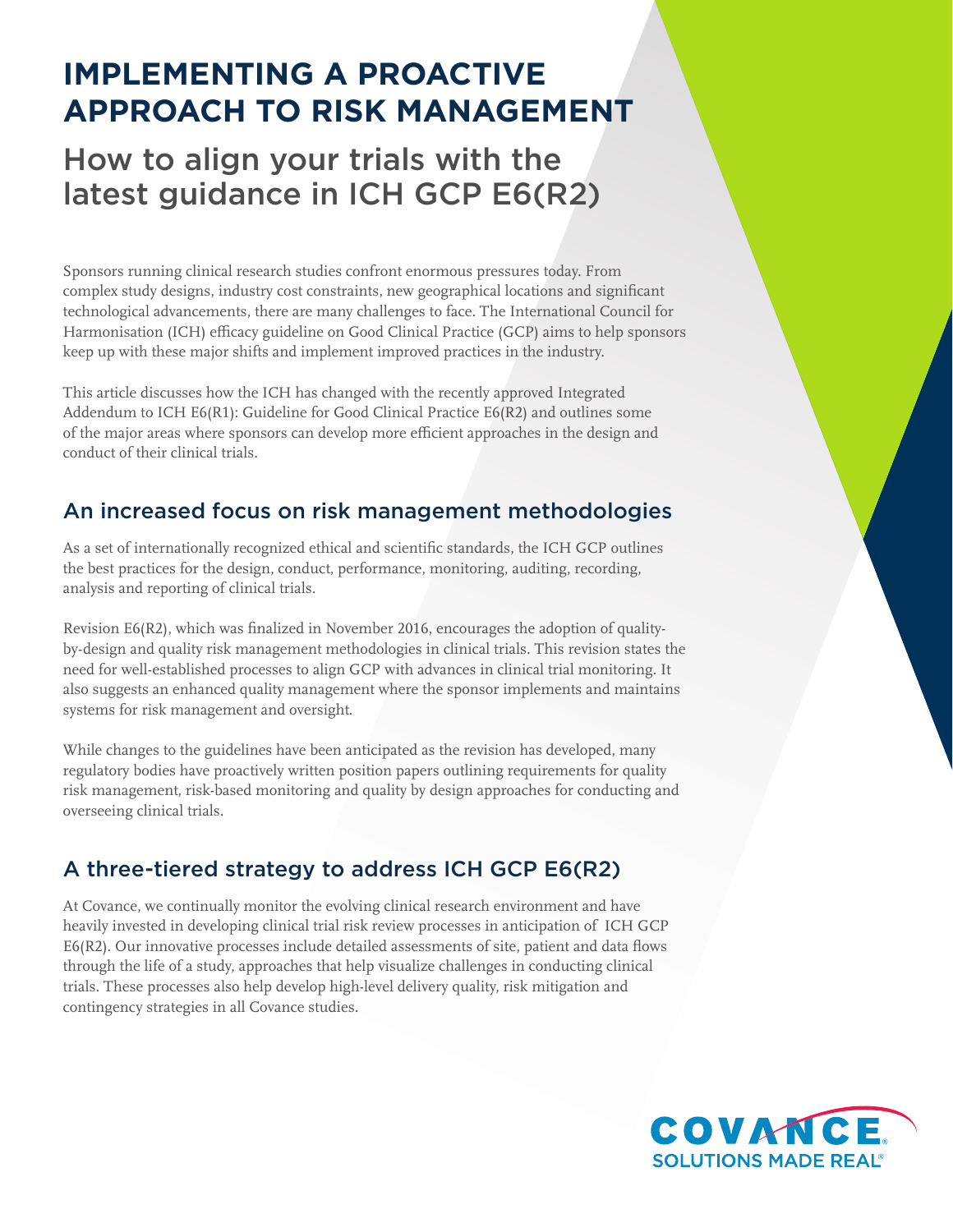# IMPLEMENTING A PROACTIVE APPROACH TO RISK MANAGEMENT

## How to align your trials with the latest guidance in ICH GCP E6(R2)

Sponsors running clinical research studies confront enormous pressures today. From complex study designs, industry cost constraints, new geographical locations and significant technological advancements, there are many challenges to face. The International Council for Harmonisation (ICH) efficacy guideline on Good Clinical Practice (GCP) aims to help sponsors keep up with these major shifts and implement improved practices in the industry.

This article discusses how the ICH has changed with the recently approved Integrated Addendum to ICH E6(R1): Guideline for Good Clinical Practice E6(R2) and outlines some of the major areas where sponsors can develop more efficient approaches in the design and conduct of their clinical trials.

## An increased focus on risk management methodologies

As a set of internationally recognized ethical and scientific standards, the ICH GCP outlines the best practices for the design, conduct, performance, monitoring, auditing, recording, analysis and reporting of clinical trials.

Revision E6(R2), which was finalized in November 2016, encourages the adoption of quality-by-design and quality risk management methodologies in clinical trials. This revision states the need for well-established processes to align GCP with advances in clinical trial monitoring. It also suggests an enhanced quality management where the sponsor implements and maintains systems for risk management and oversight.

While changes to the guidelines have been anticipated as the revision has developed, many regulatory bodies have proactively written position papers outlining requirements for quality risk management, risk-based monitoring and quality by design approaches for conducting and overseeing clinical trials.

## A three-tiered strategy to address ICH GCP E6(R2)

At Covance, we continually monitor the evolving clinical research environment and have heavily invested in developing clinical trial risk review processes in anticipation of ICH GCP E6(R2). Our innovative processes include detailed assessments of site, patient and data flows through the life of a study, approaches that help visualize challenges in conducting clinical trials. These processes also help develop high-level delivery quality, risk mitigation and contingency strategies in all Covance studies.

COVANCE®
SOLUTIONS MADE REAL®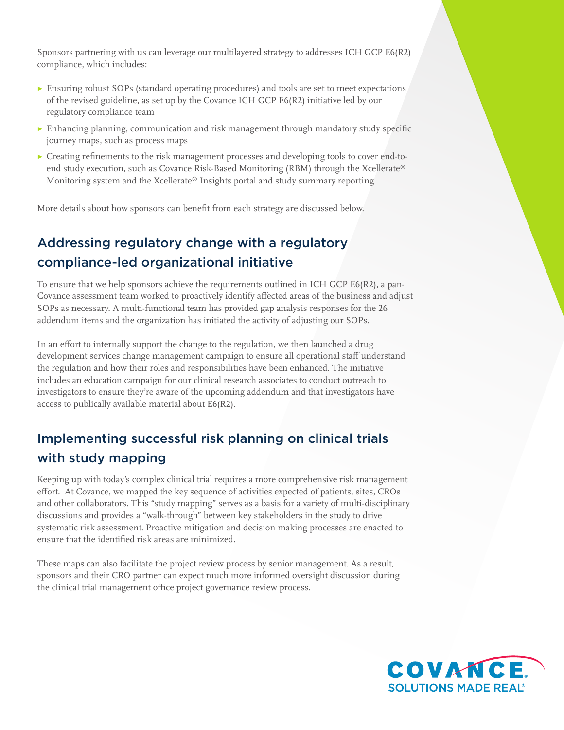Sponsors partnering with us can leverage our multilayered strategy to addresses ICH GCP E6(R2) compliance, which includes:

- Ensuring robust SOPs (standard operating procedures) and tools are set to meet expectations of the revised guideline, as set up by the Covance ICH GCP E6(R2) initiative led by our regulatory compliance team
- Enhancing planning, communication and risk management through mandatory study specific journey maps, such as process maps
- Creating refinements to the risk management processes and developing tools to cover end-to-end study execution, such as Covance Risk-Based Monitoring (RBM) through the Xcellerate® Monitoring system and the Xcellerate® Insights portal and study summary reporting

More details about how sponsors can benefit from each strategy are discussed below.

## Addressing regulatory change with a regulatory compliance-led organizational initiative

To ensure that we help sponsors achieve the requirements outlined in ICH GCP E6(R2), a pan-Covance assessment team worked to proactively identify affected areas of the business and adjust SOPs as necessary. A multi-functional team has provided gap analysis responses for the 26 addendum items and the organization has initiated the activity of adjusting our SOPs.

In an effort to internally support the change to the regulation, we then launched a drug development services change management campaign to ensure all operational staff understand the regulation and how their roles and responsibilities have been enhanced. The initiative includes an education campaign for our clinical research associates to conduct outreach to investigators to ensure they're aware of the upcoming addendum and that investigators have access to publically available material about E6(R2).

## Implementing successful risk planning on clinical trials with study mapping

Keeping up with today's complex clinical trial requires a more comprehensive risk management effort. At Covance, we mapped the key sequence of activities expected of patients, sites, CROs and other collaborators. This "study mapping" serves as a basis for a variety of multi-disciplinary discussions and provides a "walk-through" between key stakeholders in the study to drive systematic risk assessment. Proactive mitigation and decision making processes are enacted to ensure that the identified risk areas are minimized.

These maps can also facilitate the project review process by senior management. As a result, sponsors and their CRO partner can expect much more informed oversight discussion during the clinical trial management office project governance review process.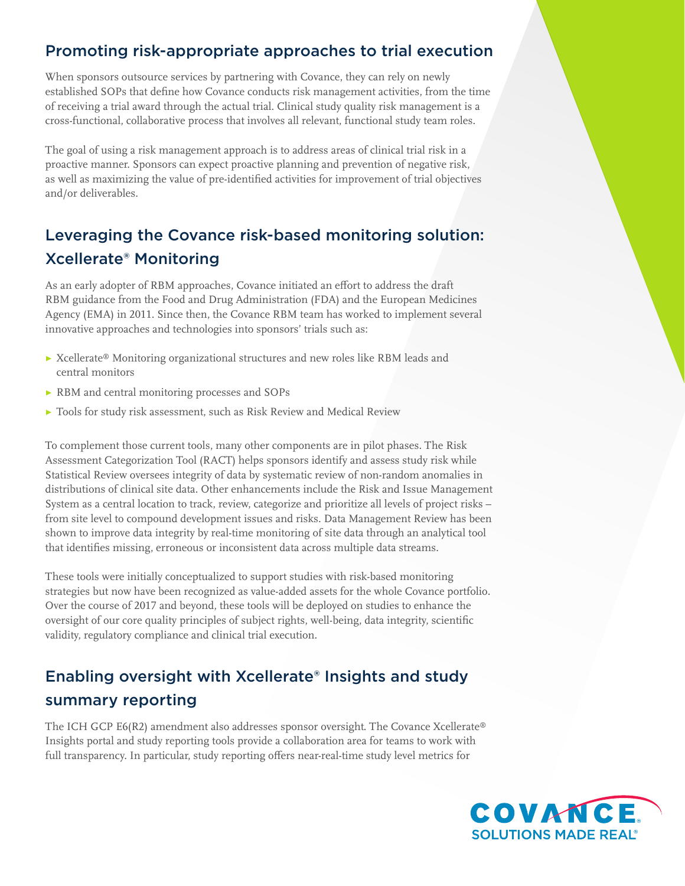## Promoting risk-appropriate approaches to trial execution

When sponsors outsource services by partnering with Covance, they can rely on newly established SOPs that define how Covance conducts risk management activities, from the time of receiving a trial award through the actual trial. Clinical study quality risk management is a cross-functional, collaborative process that involves all relevant, functional study team roles.

The goal of using a risk management approach is to address areas of clinical trial risk in a proactive manner. Sponsors can expect proactive planning and prevention of negative risk, as well as maximizing the value of pre-identified activities for improvement of trial objectives and/or deliverables.

## Leveraging the Covance risk-based monitoring solution: Xcellerate® Monitoring

As an early adopter of RBM approaches, Covance initiated an effort to address the draft RBM guidance from the Food and Drug Administration (FDA) and the European Medicines Agency (EMA) in 2011. Since then, the Covance RBM team has worked to implement several innovative approaches and technologies into sponsors' trials such as:

- Xcellerate® Monitoring organizational structures and new roles like RBM leads and central monitors
- RBM and central monitoring processes and SOPs
- Tools for study risk assessment, such as Risk Review and Medical Review

To complement those current tools, many other components are in pilot phases. The Risk Assessment Categorization Tool (RACT) helps sponsors identify and assess study risk while Statistical Review oversees integrity of data by systematic review of non-random anomalies in distributions of clinical site data. Other enhancements include the Risk and Issue Management System as a central location to track, review, categorize and prioritize all levels of project risks – from site level to compound development issues and risks. Data Management Review has been shown to improve data integrity by real-time monitoring of site data through an analytical tool that identifies missing, erroneous or inconsistent data across multiple data streams.

These tools were initially conceptualized to support studies with risk-based monitoring strategies but now have been recognized as value-added assets for the whole Covance portfolio. Over the course of 2017 and beyond, these tools will be deployed on studies to enhance the oversight of our core quality principles of subject rights, well-being, data integrity, scientific validity, regulatory compliance and clinical trial execution.

## Enabling oversight with Xcellerate® Insights and study summary reporting

The ICH GCP E6(R2) amendment also addresses sponsor oversight. The Covance Xcellerate® Insights portal and study reporting tools provide a collaboration area for teams to work with full transparency. In particular, study reporting offers near-real-time study level metrics for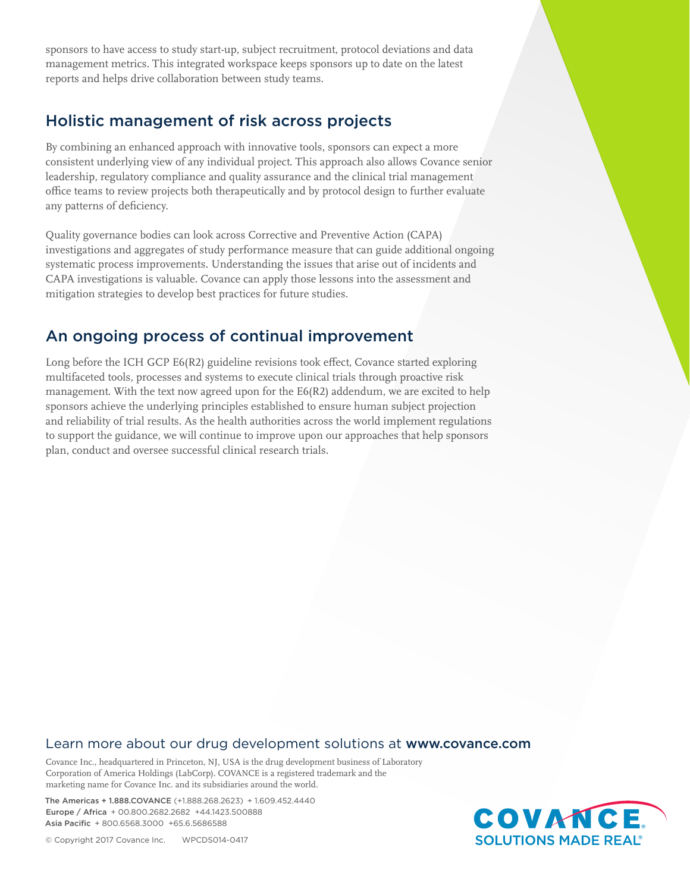sponsors to have access to study start-up, subject recruitment, protocol deviations and data management metrics. This integrated workspace keeps sponsors up to date on the latest reports and helps drive collaboration between study teams.

## Holistic management of risk across projects

By combining an enhanced approach with innovative tools, sponsors can expect a more consistent underlying view of any individual project. This approach also allows Covance senior leadership, regulatory compliance and quality assurance and the clinical trial management office teams to review projects both therapeutically and by protocol design to further evaluate any patterns of deficiency.

Quality governance bodies can look across Corrective and Preventive Action (CAPA) investigations and aggregates of study performance measure that can guide additional ongoing systematic process improvements. Understanding the issues that arise out of incidents and CAPA investigations is valuable. Covance can apply those lessons into the assessment and mitigation strategies to develop best practices for future studies.

## An ongoing process of continual improvement

Long before the ICH GCP E6(R2) guideline revisions took effect, Covance started exploring multifaceted tools, processes and systems to execute clinical trials through proactive risk management. With the text now agreed upon for the E6(R2) addendum, we are excited to help sponsors achieve the underlying principles established to ensure human subject projection and reliability of trial results. As the health authorities across the world implement regulations to support the guidance, we will continue to improve upon our approaches that help sponsors plan, conduct and oversee successful clinical research trials.

Learn more about our drug development solutions at **www.covance.com**

Covance Inc., headquartered in Princeton, NJ, USA is the drug development business of Laboratory Corporation of America Holdings (LabCorp). COVANCE is a registered trademark and the marketing name for Covance Inc. and its subsidiaries around the world.

**The Americas + 1.888.COVANCE** (+1.888.268.2623) + 1.609.452.4440
**Europe / Africa** + 00.800.2682.2682 +44.1423.500888
**Asia Pacific** + 800.6568.3000 +65.6.5686588

© Copyright 2017 Covance Inc. WPCDS014-0417

COVANCE. SOLUTIONS MADE REAL®